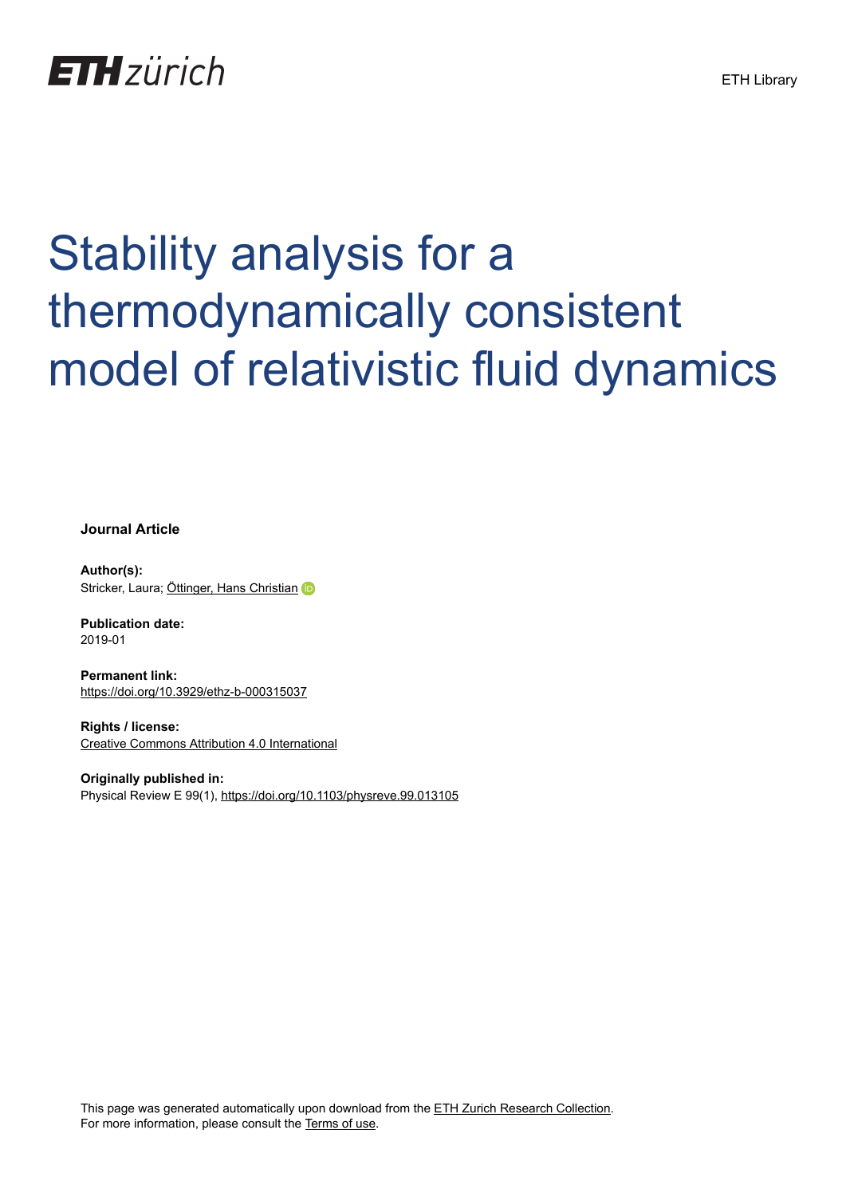ETH zürich

ETH Library

# Stability analysis for a thermodynamically consistent model of relativistic fluid dynamics

**Journal Article**

**Author(s):**
Stricker, Laura; Öttinger, Hans Christian

**Publication date:**
2019-01

**Permanent link:**
https://doi.org/10.3929/ethz-b-000315037

**Rights / license:**
Creative Commons Attribution 4.0 International

**Originally published in:**
Physical Review E 99(1), https://doi.org/10.1103/physreve.99.013105

This page was generated automatically upon download from the ETH Zurich Research Collection.
For more information, please consult the Terms of use.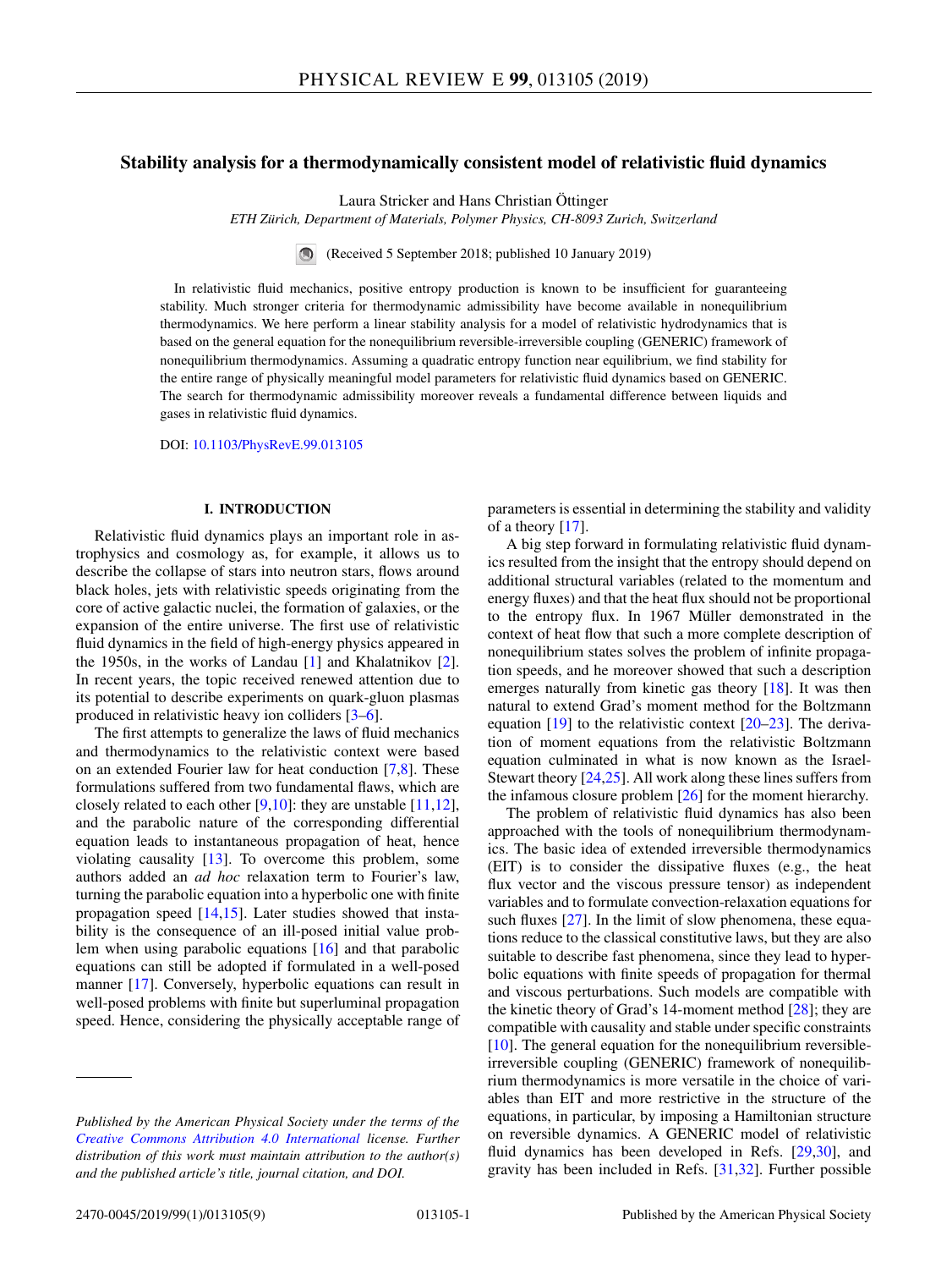# Stability analysis for a thermodynamically consistent model of relativistic fluid dynamics

Laura Stricker and Hans Christian Öttinger

*ETH Zürich, Department of Materials, Polymer Physics, CH-8093 Zurich, Switzerland*

(Received 5 September 2018; published 10 January 2019)

In relativistic fluid mechanics, positive entropy production is known to be insufficient for guaranteeing stability. Much stronger criteria for thermodynamic admissibility have become available in nonequilibrium thermodynamics. We here perform a linear stability analysis for a model of relativistic hydrodynamics that is based on the general equation for the nonequilibrium reversible-irreversible coupling (GENERIC) framework of nonequilibrium thermodynamics. Assuming a quadratic entropy function near equilibrium, we find stability for the entire range of physically meaningful model parameters for relativistic fluid dynamics based on GENERIC. The search for thermodynamic admissibility moreover reveals a fundamental difference between liquids and gases in relativistic fluid dynamics.

DOI: 10.1103/PhysRevE.99.013105

## I. INTRODUCTION

Relativistic fluid dynamics plays an important role in astrophysics and cosmology as, for example, it allows us to describe the collapse of stars into neutron stars, flows around black holes, jets with relativistic speeds originating from the core of active galactic nuclei, the formation of galaxies, or the expansion of the entire universe. The first use of relativistic fluid dynamics in the field of high-energy physics appeared in the 1950s, in the works of Landau [1] and Khalatnikov [2]. In recent years, the topic received renewed attention due to its potential to describe experiments on quark-gluon plasmas produced in relativistic heavy ion colliders [3–6].

The first attempts to generalize the laws of fluid mechanics and thermodynamics to the relativistic context were based on an extended Fourier law for heat conduction [7,8]. These formulations suffered from two fundamental flaws, which are closely related to each other [9,10]: they are unstable [11,12], and the parabolic nature of the corresponding differential equation leads to instantaneous propagation of heat, hence violating causality [13]. To overcome this problem, some authors added an *ad hoc* relaxation term to Fourier's law, turning the parabolic equation into a hyperbolic one with finite propagation speed [14,15]. Later studies showed that instability is the consequence of an ill-posed initial value problem when using parabolic equations [16] and that parabolic equations can still be adopted if formulated in a well-posed manner [17]. Conversely, hyperbolic equations can result in well-posed problems with finite but superluminal propagation speed. Hence, considering the physically acceptable range of parameters is essential in determining the stability and validity of a theory [17].

A big step forward in formulating relativistic fluid dynamics resulted from the insight that the entropy should depend on additional structural variables (related to the momentum and energy fluxes) and that the heat flux should not be proportional to the entropy flux. In 1967 Müller demonstrated in the context of heat flow that such a more complete description of nonequilibrium states solves the problem of infinite propagation speeds, and he moreover showed that such a description emerges naturally from kinetic gas theory [18]. It was then natural to extend Grad's moment method for the Boltzmann equation [19] to the relativistic context [20–23]. The derivation of moment equations from the relativistic Boltzmann equation culminated in what is now known as the Israel-Stewart theory [24,25]. All work along these lines suffers from the infamous closure problem [26] for the moment hierarchy.

The problem of relativistic fluid dynamics has also been approached with the tools of nonequilibrium thermodynamics. The basic idea of extended irreversible thermodynamics (EIT) is to consider the dissipative fluxes (e.g., the heat flux vector and the viscous pressure tensor) as independent variables and to formulate convection-relaxation equations for such fluxes [27]. In the limit of slow phenomena, these equations reduce to the classical constitutive laws, but they are also suitable to describe fast phenomena, since they lead to hyperbolic equations with finite speeds of propagation for thermal and viscous perturbations. Such models are compatible with the kinetic theory of Grad's 14-moment method [28]; they are compatible with causality and stable under specific constraints [10]. The general equation for the nonequilibrium reversible-irreversible coupling (GENERIC) framework of nonequilibrium thermodynamics is more versatile in the choice of variables than EIT and more restrictive in the structure of the equations, in particular, by imposing a Hamiltonian structure on reversible dynamics. A GENERIC model of relativistic fluid dynamics has been developed in Refs. [29,30], and gravity has been included in Refs. [31,32]. Further possible

*Published by the American Physical Society under the terms of the Creative Commons Attribution 4.0 International license. Further distribution of this work must maintain attribution to the author(s) and the published article's title, journal citation, and DOI.*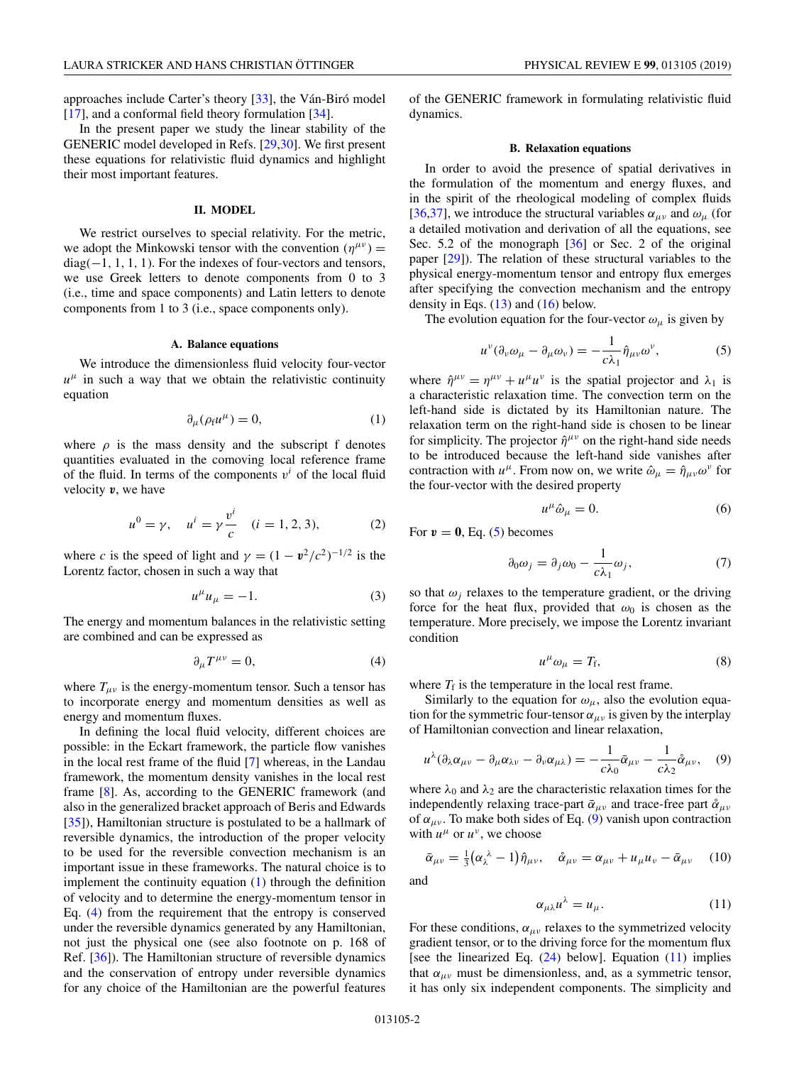approaches include Carter's theory [33], the Ván-Biró model [17], and a conformal field theory formulation [34].

In the present paper we study the linear stability of the GENERIC model developed in Refs. [29,30]. We first present these equations for relativistic fluid dynamics and highlight their most important features.

## II. MODEL

We restrict ourselves to special relativity. For the metric, we adopt the Minkowski tensor with the convention $(\eta^{\mu\nu}) = \mathrm{diag}(-1, 1, 1, 1)$. For the indexes of four-vectors and tensors, we use Greek letters to denote components from 0 to 3 (i.e., time and space components) and Latin letters to denote components from 1 to 3 (i.e., space components only).

### A. Balance equations

We introduce the dimensionless fluid velocity four-vector $u^\mu$ in such a way that we obtain the relativistic continuity equation

$$\partial_\mu(\rho_f u^\mu) = 0, \tag{1}$$

where $\rho$ is the mass density and the subscript f denotes quantities evaluated in the comoving local reference frame of the fluid. In terms of the components $v^i$ of the local fluid velocity $\boldsymbol{v}$, we have

$$u^0 = \gamma, \quad u^i = \gamma\frac{v^i}{c} \quad (i = 1, 2, 3), \tag{2}$$

where $c$ is the speed of light and $\gamma = (1 - \boldsymbol{v}^2/c^2)^{-1/2}$ is the Lorentz factor, chosen in such a way that

$$u^\mu u_\mu = -1. \tag{3}$$

The energy and momentum balances in the relativistic setting are combined and can be expressed as

$$\partial_\mu T^{\mu\nu} = 0, \tag{4}$$

where $T_{\mu\nu}$ is the energy-momentum tensor. Such a tensor has to incorporate energy and momentum densities as well as energy and momentum fluxes.

In defining the local fluid velocity, different choices are possible: in the Eckart framework, the particle flow vanishes in the local rest frame of the fluid [7] whereas, in the Landau framework, the momentum density vanishes in the local rest frame [8]. As, according to the GENERIC framework (and also in the generalized bracket approach of Beris and Edwards [35]), Hamiltonian structure is postulated to be a hallmark of reversible dynamics, the introduction of the proper velocity to be used for the reversible convection mechanism is an important issue in these frameworks. The natural choice is to implement the continuity equation (1) through the definition of velocity and to determine the energy-momentum tensor in Eq. (4) from the requirement that the entropy is conserved under the reversible dynamics generated by any Hamiltonian, not just the physical one (see also footnote on p. 168 of Ref. [36]). The Hamiltonian structure of reversible dynamics and the conservation of entropy under reversible dynamics for any choice of the Hamiltonian are the powerful features of the GENERIC framework in formulating relativistic fluid dynamics.

### B. Relaxation equations

In order to avoid the presence of spatial derivatives in the formulation of the momentum and energy fluxes, and in the spirit of the rheological modeling of complex fluids [36,37], we introduce the structural variables $\alpha_{\mu\nu}$ and $\omega_\mu$ (for a detailed motivation and derivation of all the equations, see Sec. 5.2 of the monograph [36] or Sec. 2 of the original paper [29]). The relation of these structural variables to the physical energy-momentum tensor and entropy flux emerges after specifying the convection mechanism and the entropy density in Eqs. (13) and (16) below.

The evolution equation for the four-vector $\omega_\mu$ is given by

$$u^\nu(\partial_\nu\omega_\mu - \partial_\mu\omega_\nu) = -\frac{1}{c\lambda_1}\hat{\eta}_{\mu\nu}\omega^\nu, \tag{5}$$

where $\hat{\eta}^{\mu\nu} = \eta^{\mu\nu} + u^\mu u^\nu$ is the spatial projector and $\lambda_1$ is a characteristic relaxation time. The convection term on the left-hand side is dictated by its Hamiltonian nature. The relaxation term on the right-hand side is chosen to be linear for simplicity. The projector $\hat{\eta}^{\mu\nu}$ on the right-hand side needs to be introduced because the left-hand side vanishes after contraction with $u^\mu$. From now on, we write $\hat{\omega}_\mu = \hat{\eta}_{\mu\nu}\omega^\nu$ for the four-vector with the desired property

$$u^\mu\hat{\omega}_\mu = 0. \tag{6}$$

For $\boldsymbol{v} = \boldsymbol{0}$, Eq. (5) becomes

$$\partial_0\omega_j = \partial_j\omega_0 - \frac{1}{c\lambda_1}\omega_j, \tag{7}$$

so that $\omega_j$ relaxes to the temperature gradient, or the driving force for the heat flux, provided that $\omega_0$ is chosen as the temperature. More precisely, we impose the Lorentz invariant condition

$$u^\mu\omega_\mu = T_f, \tag{8}$$

where $T_f$ is the temperature in the local rest frame.

Similarly to the equation for $\omega_\mu$, also the evolution equation for the symmetric four-tensor $\alpha_{\mu\nu}$ is given by the interplay of Hamiltonian convection and linear relaxation,

$$u^\lambda(\partial_\lambda\alpha_{\mu\nu} - \partial_\mu\alpha_{\lambda\nu} - \partial_\nu\alpha_{\mu\lambda}) = -\frac{1}{c\lambda_0}\bar{\alpha}_{\mu\nu} - \frac{1}{c\lambda_2}\mathring{\alpha}_{\mu\nu}, \tag{9}$$

where $\lambda_0$ and $\lambda_2$ are the characteristic relaxation times for the independently relaxing trace-part $\bar{\alpha}_{\mu\nu}$ and trace-free part $\mathring{\alpha}_{\mu\nu}$ of $\alpha_{\mu\nu}$. To make both sides of Eq. (9) vanish upon contraction with $u^\mu$ or $u^\nu$, we choose

$$\bar{\alpha}_{\mu\nu} = \tfrac{1}{3}\left(\alpha_\lambda^{\ \lambda} - 1\right)\hat{\eta}_{\mu\nu}, \quad \mathring{\alpha}_{\mu\nu} = \alpha_{\mu\nu} + u_\mu u_\nu - \bar{\alpha}_{\mu\nu} \tag{10}$$

and

$$\alpha_{\mu\lambda}u^\lambda = u_\mu. \tag{11}$$

For these conditions, $\alpha_{\mu\nu}$ relaxes to the symmetrized velocity gradient tensor, or to the driving force for the momentum flux [see the linearized Eq. (24) below]. Equation (11) implies that $\alpha_{\mu\nu}$ must be dimensionless, and, as a symmetric tensor, it has only six independent components. The simplicity and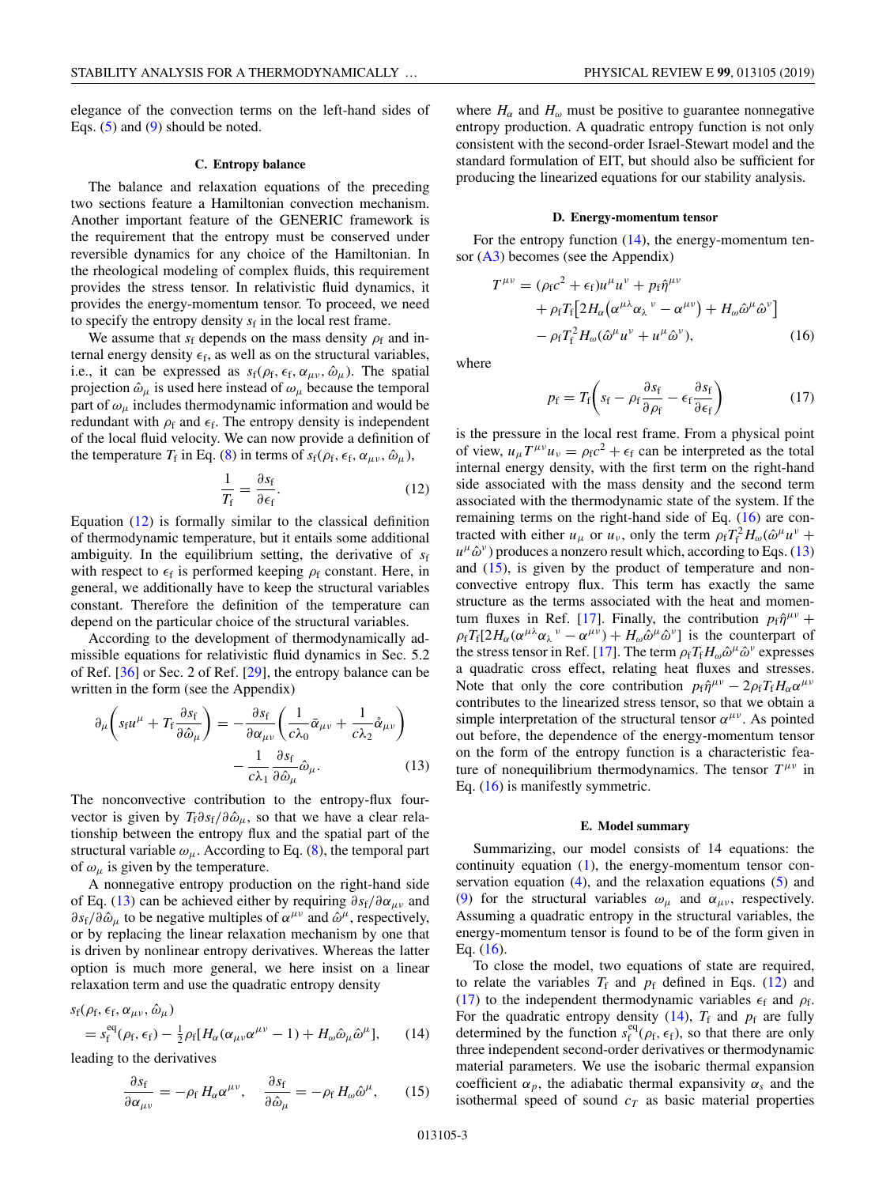elegance of the convection terms on the left-hand sides of Eqs. (5) and (9) should be noted.

### C. Entropy balance

The balance and relaxation equations of the preceding two sections feature a Hamiltonian convection mechanism. Another important feature of the GENERIC framework is the requirement that the entropy must be conserved under reversible dynamics for any choice of the Hamiltonian. In the rheological modeling of complex fluids, this requirement provides the stress tensor. In relativistic fluid dynamics, it provides the energy-momentum tensor. To proceed, we need to specify the entropy density $s_{\rm f}$ in the local rest frame.

We assume that $s_{\rm f}$ depends on the mass density $\rho_{\rm f}$ and internal energy density $\epsilon_{\rm f}$, as well as on the structural variables, i.e., it can be expressed as $s_{\rm f}(\rho_{\rm f}, \epsilon_{\rm f}, \alpha_{\mu\nu}, \hat{\omega}_\mu)$. The spatial projection $\hat{\omega}_\mu$ is used here instead of $\omega_\mu$ because the temporal part of $\omega_\mu$ includes thermodynamic information and would be redundant with $\rho_{\rm f}$ and $\epsilon_{\rm f}$. The entropy density is independent of the local fluid velocity. We can now provide a definition of the temperature $T_{\rm f}$ in Eq. (8) in terms of $s_{\rm f}(\rho_{\rm f}, \epsilon_{\rm f}, \alpha_{\mu\nu}, \hat{\omega}_\mu)$,

$$\frac{1}{T_{\rm f}} = \frac{\partial s_{\rm f}}{\partial \epsilon_{\rm f}}. \tag{12}$$

Equation (12) is formally similar to the classical definition of thermodynamic temperature, but it entails some additional ambiguity. In the equilibrium setting, the derivative of $s_{\rm f}$ with respect to $\epsilon_{\rm f}$ is performed keeping $\rho_{\rm f}$ constant. Here, in general, we additionally have to keep the structural variables constant. Therefore the definition of the temperature can depend on the particular choice of the structural variables.

According to the development of thermodynamically admissible equations for relativistic fluid dynamics in Sec. 5.2 of Ref. [36] or Sec. 2 of Ref. [29], the entropy balance can be written in the form (see the Appendix)

$$\partial_\mu\left(s_{\rm f} u^\mu + T_{\rm f}\frac{\partial s_{\rm f}}{\partial \hat{\omega}_\mu}\right) = -\frac{\partial s_{\rm f}}{\partial \alpha_{\mu\nu}}\left(\frac{1}{c\lambda_0}\bar{\alpha}_{\mu\nu} + \frac{1}{c\lambda_2}\mathring{\alpha}_{\mu\nu}\right) - \frac{1}{c\lambda_1}\frac{\partial s_{\rm f}}{\partial \hat{\omega}_\mu}\hat{\omega}_\mu. \tag{13}$$

The nonconvective contribution to the entropy-flux four-vector is given by $T_{\rm f}\partial s_{\rm f}/\partial\hat{\omega}_\mu$, so that we have a clear relationship between the entropy flux and the spatial part of the structural variable $\omega_\mu$. According to Eq. (8), the temporal part of $\omega_\mu$ is given by the temperature.

A nonnegative entropy production on the right-hand side of Eq. (13) can be achieved either by requiring $\partial s_{\rm f}/\partial\alpha_{\mu\nu}$ and $\partial s_{\rm f}/\partial\hat{\omega}_\mu$ to be negative multiples of $\alpha^{\mu\nu}$ and $\hat{\omega}^\mu$, respectively, or by replacing the linear relaxation mechanism by one that is driven by nonlinear entropy derivatives. Whereas the latter option is much more general, we here insist on a linear relaxation term and use the quadratic entropy density

$$s_{\rm f}(\rho_{\rm f}, \epsilon_{\rm f}, \alpha_{\mu\nu}, \hat{\omega}_\mu) = s_{\rm f}^{\rm eq}(\rho_{\rm f}, \epsilon_{\rm f}) - \tfrac{1}{2}\rho_{\rm f}[H_\alpha(\alpha_{\mu\nu}\alpha^{\mu\nu} - 1) + H_\omega\hat{\omega}_\mu\hat{\omega}^\mu], \tag{14}$$

leading to the derivatives

$$\frac{\partial s_{\rm f}}{\partial \alpha_{\mu\nu}} = -\rho_{\rm f} H_\alpha \alpha^{\mu\nu}, \quad \frac{\partial s_{\rm f}}{\partial \hat{\omega}_\mu} = -\rho_{\rm f} H_\omega \hat{\omega}^\mu, \tag{15}$$

where $H_\alpha$ and $H_\omega$ must be positive to guarantee nonnegative entropy production. A quadratic entropy function is not only consistent with the second-order Israel-Stewart model and the standard formulation of EIT, but should also be sufficient for producing the linearized equations for our stability analysis.

### D. Energy-momentum tensor

For the entropy function (14), the energy-momentum tensor (A3) becomes (see the Appendix)

$$\begin{aligned} T^{\mu\nu} = {} & (\rho_{\rm f} c^2 + \epsilon_{\rm f})u^\mu u^\nu + p_{\rm f}\hat{\eta}^{\mu\nu} \\ & + \rho_{\rm f} T_{\rm f}\big[2H_\alpha\big(\alpha^{\mu\lambda}\alpha_\lambda{}^\nu - \alpha^{\mu\nu}\big) + H_\omega\hat{\omega}^\mu\hat{\omega}^\nu\big] \\ & - \rho_{\rm f} T_{\rm f}^2 H_\omega(\hat{\omega}^\mu u^\nu + u^\mu\hat{\omega}^\nu), \end{aligned} \tag{16}$$

where

$$p_{\rm f} = T_{\rm f}\left(s_{\rm f} - \rho_{\rm f}\frac{\partial s_{\rm f}}{\partial \rho_{\rm f}} - \epsilon_{\rm f}\frac{\partial s_{\rm f}}{\partial \epsilon_{\rm f}}\right) \tag{17}$$

is the pressure in the local rest frame. From a physical point of view, $u_\mu T^{\mu\nu} u_\nu = \rho_{\rm f} c^2 + \epsilon_{\rm f}$ can be interpreted as the total internal energy density, with the first term on the right-hand side associated with the mass density and the second term associated with the thermodynamic state of the system. If the remaining terms on the right-hand side of Eq. (16) are contracted with either $u_\mu$ or $u_\nu$, only the term $\rho_{\rm f} T_{\rm f}^2 H_\omega(\hat{\omega}^\mu u^\nu + u^\mu\hat{\omega}^\nu)$ produces a nonzero result which, according to Eqs. (13) and (15), is given by the product of temperature and nonconvective entropy flux. This term has exactly the same structure as the terms associated with the heat and momentum fluxes in Ref. [17]. Finally, the contribution $p_{\rm f}\hat{\eta}^{\mu\nu} + \rho_{\rm f} T_{\rm f}[2H_\alpha(\alpha^{\mu\lambda}\alpha_\lambda{}^\nu - \alpha^{\mu\nu}) + H_\omega\hat{\omega}^\mu\hat{\omega}^\nu]$ is the counterpart of the stress tensor in Ref. [17]. The term $\rho_{\rm f} T_{\rm f} H_\omega\hat{\omega}^\mu\hat{\omega}^\nu$ expresses a quadratic cross effect, relating heat fluxes and stresses. Note that only the core contribution $p_{\rm f}\hat{\eta}^{\mu\nu} - 2\rho_{\rm f} T_{\rm f} H_\alpha\alpha^{\mu\nu}$ contributes to the linearized stress tensor, so that we obtain a simple interpretation of the structural tensor $\alpha^{\mu\nu}$. As pointed out before, the dependence of the energy-momentum tensor on the form of the entropy function is a characteristic feature of nonequilibrium thermodynamics. The tensor $T^{\mu\nu}$ in Eq. (16) is manifestly symmetric.

### E. Model summary

Summarizing, our model consists of 14 equations: the continuity equation (1), the energy-momentum tensor conservation equation (4), and the relaxation equations (5) and (9) for the structural variables $\omega_\mu$ and $\alpha_{\mu\nu}$, respectively. Assuming a quadratic entropy in the structural variables, the energy-momentum tensor is found to be of the form given in Eq. (16).

To close the model, two equations of state are required, to relate the variables $T_{\rm f}$ and $p_{\rm f}$ defined in Eqs. (12) and (17) to the independent thermodynamic variables $\epsilon_{\rm f}$ and $\rho_{\rm f}$. For the quadratic entropy density (14), $T_{\rm f}$ and $p_{\rm f}$ are fully determined by the function $s_{\rm f}^{\rm eq}(\rho_{\rm f}, \epsilon_{\rm f})$, so that there are only three independent second-order derivatives or thermodynamic material parameters. We use the isobaric thermal expansion coefficient $\alpha_p$, the adiabatic thermal expansivity $\alpha_s$ and the isothermal speed of sound $c_T$ as basic material properties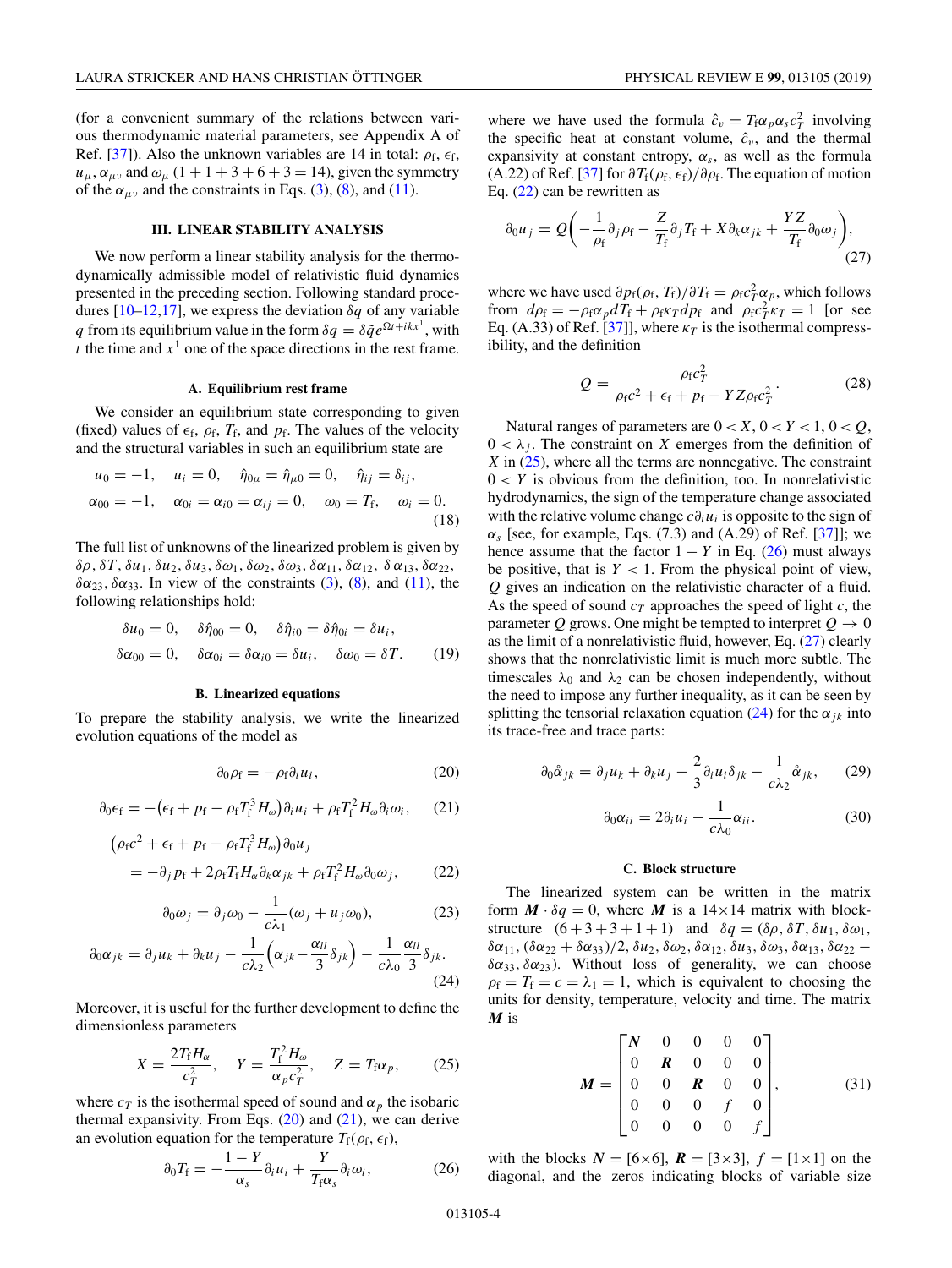(for a convenient summary of the relations between various thermodynamic material parameters, see Appendix A of Ref. [37]). Also the unknown variables are 14 in total: $\rho_{\rm f}$, $\epsilon_{\rm f}$, $u_\mu$, $\alpha_{\mu\nu}$ and $\omega_\mu$ $(1+1+3+6+3=14)$, given the symmetry of the $\alpha_{\mu\nu}$ and the constraints in Eqs. (3), (8), and (11).

## III. LINEAR STABILITY ANALYSIS

We now perform a linear stability analysis for the thermodynamically admissible model of relativistic fluid dynamics presented in the preceding section. Following standard procedures [10–12,17], we express the deviation $\delta q$ of any variable $q$ from its equilibrium value in the form $\delta q = \delta\tilde{q}e^{\Omega t + ikx^1}$, with $t$ the time and $x^1$ one of the space directions in the rest frame.

### A. Equilibrium rest frame

We consider an equilibrium state corresponding to given (fixed) values of $\epsilon_{\rm f}$, $\rho_{\rm f}$, $T_{\rm f}$, and $p_{\rm f}$. The values of the velocity and the structural variables in such an equilibrium state are

$$
\begin{aligned}
&u_0 = -1, \quad u_i = 0, \quad \hat{\eta}_{0\mu} = \hat{\eta}_{\mu 0} = 0, \quad \hat{\eta}_{ij} = \delta_{ij},\\
&\alpha_{00} = -1, \quad \alpha_{0i} = \alpha_{i0} = \alpha_{ij} = 0, \quad \omega_0 = T_{\rm f}, \quad \omega_i = 0.
\end{aligned}
\tag{18}
$$

The full list of unknowns of the linearized problem is given by $\delta\rho$, $\delta T$, $\delta u_1$, $\delta u_2$, $\delta u_3$, $\delta\omega_1$, $\delta\omega_2$, $\delta\omega_3$, $\delta\alpha_{11}$, $\delta\alpha_{12}$, $\delta\alpha_{13}$, $\delta\alpha_{22}$, $\delta\alpha_{23}$, $\delta\alpha_{33}$. In view of the constraints (3), (8), and (11), the following relationships hold:

$$
\begin{aligned}
&\delta u_0 = 0, \quad \delta\hat{\eta}_{00} = 0, \quad \delta\hat{\eta}_{i0} = \delta\hat{\eta}_{0i} = \delta u_i,\\
&\delta\alpha_{00} = 0, \quad \delta\alpha_{0i} = \delta\alpha_{i0} = \delta u_i, \quad \delta\omega_0 = \delta T.
\end{aligned}
\tag{19}
$$

### B. Linearized equations

To prepare the stability analysis, we write the linearized evolution equations of the model as

$$
\partial_0\rho_{\rm f} = -\rho_{\rm f}\partial_i u_i, \tag{20}
$$

$$
\partial_0\epsilon_{\rm f} = -\left(\epsilon_{\rm f} + p_{\rm f} - \rho_{\rm f}T_{\rm f}^3 H_\omega\right)\partial_i u_i + \rho_{\rm f}T_{\rm f}^2 H_\omega \partial_i\omega_i, \tag{21}
$$

$$
\begin{aligned}
&\left(\rho_{\rm f}c^2 + \epsilon_{\rm f} + p_{\rm f} - \rho_{\rm f}T_{\rm f}^3 H_\omega\right)\partial_0 u_j\\
&\quad = -\partial_j p_{\rm f} + 2\rho_{\rm f}T_{\rm f}H_\alpha\partial_k\alpha_{jk} + \rho_{\rm f}T_{\rm f}^2 H_\omega\partial_0\omega_j,
\end{aligned}
\tag{22}
$$

$$
\partial_0\omega_j = \partial_j\omega_0 - \frac{1}{c\lambda_1}(\omega_j + u_j\omega_0), \tag{23}
$$

$$
\partial_0\alpha_{jk} = \partial_j u_k + \partial_k u_j - \frac{1}{c\lambda_2}\left(\alpha_{jk} - \frac{\alpha_{ll}}{3}\delta_{jk}\right) - \frac{1}{c\lambda_0}\frac{\alpha_{ll}}{3}\delta_{jk}. \tag{24}
$$

Moreover, it is useful for the further development to define the dimensionless parameters

$$
X = \frac{2T_{\rm f}H_\alpha}{c_T^2}, \quad Y = \frac{T_{\rm f}^2 H_\omega}{\alpha_p c_T^2}, \quad Z = T_{\rm f}\alpha_p, \tag{25}
$$

where $c_T$ is the isothermal speed of sound and $\alpha_p$ the isobaric thermal expansivity. From Eqs. (20) and (21), we can derive an evolution equation for the temperature $T_{\rm f}(\rho_{\rm f}, \epsilon_{\rm f})$,

$$
\partial_0 T_{\rm f} = -\frac{1-Y}{\alpha_s}\partial_i u_i + \frac{Y}{T_{\rm f}\alpha_s}\partial_i\omega_i, \tag{26}
$$

where we have used the formula $\hat{c}_v = T_{\rm f}\alpha_p\alpha_s c_T^2$ involving the specific heat at constant volume, $\hat{c}_v$, and the thermal expansivity at constant entropy, $\alpha_s$, as well as the formula (A.22) of Ref. [37] for $\partial T_{\rm f}(\rho_{\rm f}, \epsilon_{\rm f})/\partial\rho_{\rm f}$. The equation of motion Eq. (22) can be rewritten as

$$
\partial_0 u_j = Q\left(-\frac{1}{\rho_{\rm f}}\partial_j\rho_{\rm f} - \frac{Z}{T_{\rm f}}\partial_j T_{\rm f} + X\partial_k\alpha_{jk} + \frac{YZ}{T_{\rm f}}\partial_0\omega_j\right), \tag{27}
$$

where we have used $\partial p_{\rm f}(\rho_{\rm f}, T_{\rm f})/\partial T_{\rm f} = \rho_{\rm f}c_T^2\alpha_p$, which follows from $d\rho_{\rm f} = -\rho_{\rm f}\alpha_p dT_{\rm f} + \rho_{\rm f}\kappa_T dp_{\rm f}$ and $\rho_{\rm f}c_T^2\kappa_T = 1$ [or see Eq. (A.33) of Ref. [37]], where $\kappa_T$ is the isothermal compressibility, and the definition

$$
Q = \frac{\rho_{\rm f}c_T^2}{\rho_{\rm f}c^2 + \epsilon_{\rm f} + p_{\rm f} - YZ\rho_{\rm f}c_T^2}. \tag{28}
$$

Natural ranges of parameters are $0 < X$, $0 < Y < 1$, $0 < Q$, $0 < \lambda_j$. The constraint on $X$ emerges from the definition of $X$ in (25), where all the terms are nonnegative. The constraint $0 < Y$ is obvious from the definition, too. In nonrelativistic hydrodynamics, the sign of the temperature change associated with the relative volume change $c\partial_i u_i$ is opposite to the sign of $\alpha_s$ [see, for example, Eqs. (7.3) and (A.29) of Ref. [37]]; we hence assume that the factor $1 - Y$ in Eq. (26) must always be positive, that is $Y < 1$. From the physical point of view, $Q$ gives an indication on the relativistic character of a fluid. As the speed of sound $c_T$ approaches the speed of light $c$, the parameter $Q$ grows. One might be tempted to interpret $Q \to 0$ as the limit of a nonrelativistic fluid, however, Eq. (27) clearly shows that the nonrelativistic limit is much more subtle. The timescales $\lambda_0$ and $\lambda_2$ can be chosen independently, without the need to impose any further inequality, as it can be seen by splitting the tensorial relaxation equation (24) for the $\alpha_{jk}$ into its trace-free and trace parts:

$$
\partial_0\mathring{\alpha}_{jk} = \partial_j u_k + \partial_k u_j - \frac{2}{3}\partial_i u_i\delta_{jk} - \frac{1}{c\lambda_2}\mathring{\alpha}_{jk}, \tag{29}
$$

$$
\partial_0\alpha_{ii} = 2\partial_i u_i - \frac{1}{c\lambda_0}\alpha_{ii}. \tag{30}
$$

### C. Block structure

The linearized system can be written in the matrix form $\boldsymbol{M}\cdot\delta q = 0$, where $\boldsymbol{M}$ is a $14\times 14$ matrix with block-structure $(6+3+3+1+1)$ and $\delta q = (\delta\rho, \delta T, \delta u_1, \delta\omega_1, \delta\alpha_{11}, (\delta\alpha_{22}+\delta\alpha_{33})/2, \delta u_2, \delta\omega_2, \delta\alpha_{12}, \delta u_3, \delta\omega_3, \delta\alpha_{13}, \delta\alpha_{22} - \delta\alpha_{33}, \delta\alpha_{23})$. Without loss of generality, we can choose $\rho_{\rm f} = T_{\rm f} = c = \lambda_1 = 1$, which is equivalent to choosing the units for density, temperature, velocity and time. The matrix $\boldsymbol{M}$ is

$$
\boldsymbol{M} = \begin{bmatrix}
\boldsymbol{N} & 0 & 0 & 0 & 0\\
0 & \boldsymbol{R} & 0 & 0 & 0\\
0 & 0 & \boldsymbol{R} & 0 & 0\\
0 & 0 & 0 & f & 0\\
0 & 0 & 0 & 0 & f
\end{bmatrix}, \tag{31}
$$

with the blocks $\boldsymbol{N} = [6\times 6]$, $\boldsymbol{R} = [3\times 3]$, $f = [1\times 1]$ on the diagonal, and the zeros indicating blocks of variable size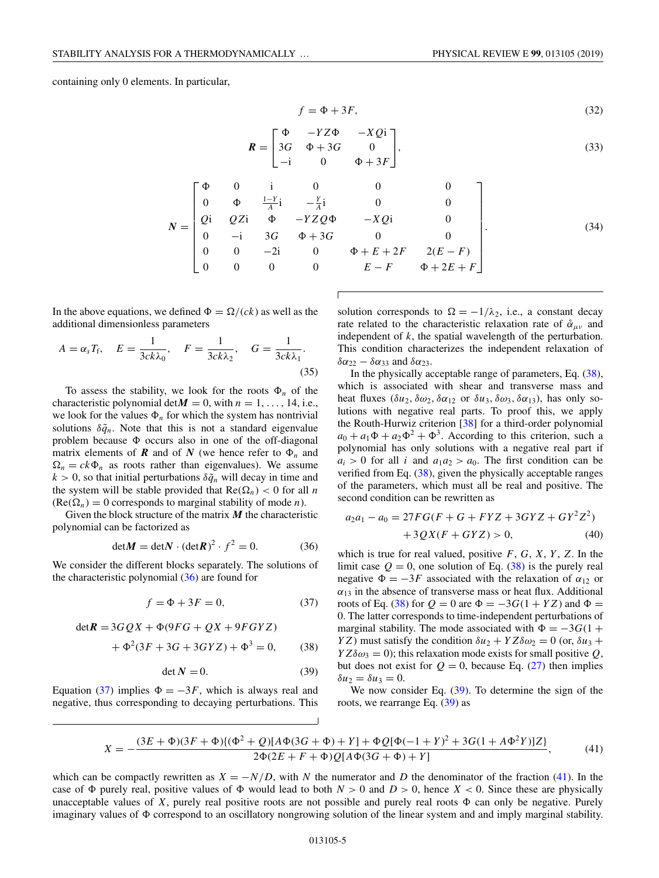containing only 0 elements. In particular,

$$f = \Phi + 3F, \tag{32}$$

$$\boldsymbol{R} = \begin{bmatrix} \Phi & -YZ\Phi & -XQ\mathrm{i} \\ 3G & \Phi + 3G & 0 \\ -\mathrm{i} & 0 & \Phi + 3F \end{bmatrix}, \tag{33}$$

$$\boldsymbol{N} = \begin{bmatrix} \Phi & 0 & \mathrm{i} & 0 & 0 & 0 \\ 0 & \Phi & \frac{1-Y}{A}\mathrm{i} & -\frac{Y}{A}\mathrm{i} & 0 & 0 \\ Q\mathrm{i} & QZ\mathrm{i} & \Phi & -YZQ\Phi & -XQ\mathrm{i} & 0 \\ 0 & -\mathrm{i} & 3G & \Phi + 3G & 0 & 0 \\ 0 & 0 & -2\mathrm{i} & 0 & \Phi + E + 2F & 2(E-F) \\ 0 & 0 & 0 & 0 & E - F & \Phi + 2E + F \end{bmatrix}. \tag{34}$$

In the above equations, we defined $\Phi = \Omega/(ck)$ as well as the additional dimensionless parameters

$$A = \alpha_s T_{\mathrm{f}}, \quad E = \frac{1}{3ck\lambda_0}, \quad F = \frac{1}{3ck\lambda_2}, \quad G = \frac{1}{3ck\lambda_1}. \tag{35}$$

To assess the stability, we look for the roots $\Phi_n$ of the characteristic polynomial $\det \boldsymbol{M} = 0$, with $n = 1, \dots, 14$, i.e., we look for the values $\Phi_n$ for which the system has nontrivial solutions $\delta\tilde{q}_n$. Note that this is not a standard eigenvalue problem because $\Phi$ occurs also in one of the off-diagonal matrix elements of $\boldsymbol{R}$ and of $\boldsymbol{N}$ (we hence refer to $\Phi_n$ and $\Omega_n = ck\Phi_n$ as roots rather than eigenvalues). We assume $k > 0$, so that initial perturbations $\delta\tilde{q}_n$ will decay in time and the system will be stable provided that $\mathrm{Re}(\Omega_n) < 0$ for all $n$ ($\mathrm{Re}(\Omega_n) = 0$ corresponds to marginal stability of mode $n$).

Given the block structure of the matrix $\boldsymbol{M}$ the characteristic polynomial can be factorized as

$$\det \boldsymbol{M} = \det \boldsymbol{N} \cdot (\det \boldsymbol{R})^2 \cdot f^2 = 0. \tag{36}$$

We consider the different blocks separately. The solutions of the characteristic polynomial (36) are found for

$$f = \Phi + 3F = 0, \tag{37}$$

$$\det \boldsymbol{R} = 3GQX + \Phi(9FG + QX + 9FGYZ) + \Phi^2(3F + 3G + 3GYZ) + \Phi^3 = 0, \tag{38}$$

$$\det N = 0. \tag{39}$$

Equation (37) implies $\Phi = -3F$, which is always real and negative, thus corresponding to decaying perturbations. This solution corresponds to $\Omega = -1/\lambda_2$, i.e., a constant decay rate related to the characteristic relaxation rate of $\mathring{\alpha}_{\mu\nu}$ and independent of $k$, the spatial wavelength of the perturbation. This condition characterizes the independent relaxation of $\delta\alpha_{22} - \delta\alpha_{33}$ and $\delta\alpha_{23}$.

In the physically acceptable range of parameters, Eq. (38), which is associated with shear and transverse mass and heat fluxes ($\delta u_2, \delta\omega_2, \delta\alpha_{12}$ or $\delta u_3, \delta\omega_3, \delta\alpha_{13}$), has only solutions with negative real parts. To proof this, we apply the Routh-Hurwitz criterion [38] for a third-order polynomial $a_0 + a_1\Phi + a_2\Phi^2 + \Phi^3$. According to this criterion, such a polynomial has only solutions with a negative real part if $a_i > 0$ for all $i$ and $a_1 a_2 > a_0$. The first condition can be verified from Eq. (38), given the physically acceptable ranges of the parameters, which must all be real and positive. The second condition can be rewritten as

$$a_2 a_1 - a_0 = 27FG(F + G + FYZ + 3GYZ + GY^2Z^2) + 3QX(F + GYZ) > 0, \tag{40}$$

which is true for real valued, positive $F$, $G$, $X$, $Y$, $Z$. In the limit case $Q = 0$, one solution of Eq. (38) is the purely real negative $\Phi = -3F$ associated with the relaxation of $\alpha_{12}$ or $\alpha_{13}$ in the absence of transverse mass or heat flux. Additional roots of Eq. (38) for $Q = 0$ are $\Phi = -3G(1 + YZ)$ and $\Phi = 0$. The latter corresponds to time-independent perturbations of marginal stability. The mode associated with $\Phi = -3G(1 + YZ)$ must satisfy the condition $\delta u_2 + YZ\delta\omega_2 = 0$ (or, $\delta u_3 + YZ\delta\omega_3 = 0$); this relaxation mode exists for small positive $Q$, but does not exist for $Q = 0$, because Eq. (27) then implies $\delta u_2 = \delta u_3 = 0$.

We now consider Eq. (39). To determine the sign of the roots, we rearrange Eq. (39) as

$$X = -\frac{(3E + \Phi)(3F + \Phi)\{(\Phi^2 + Q)[A\Phi(3G + \Phi) + Y] + \Phi Q[\Phi(-1 + Y)^2 + 3G(1 + A\Phi^2 Y)]Z\}}{2\Phi(2E + F + \Phi)Q[A\Phi(3G + \Phi) + Y]}, \tag{41}$$

which can be compactly rewritten as $X = -N/D$, with $N$ the numerator and $D$ the denominator of the fraction (41). In the case of $\Phi$ purely real, positive values of $\Phi$ would lead to both $N > 0$ and $D > 0$, hence $X < 0$. Since these are physically unacceptable values of $X$, purely real positive roots are not possible and purely real roots $\Phi$ can only be negative. Purely imaginary values of $\Phi$ correspond to an oscillatory nongrowing solution of the linear system and and imply marginal stability.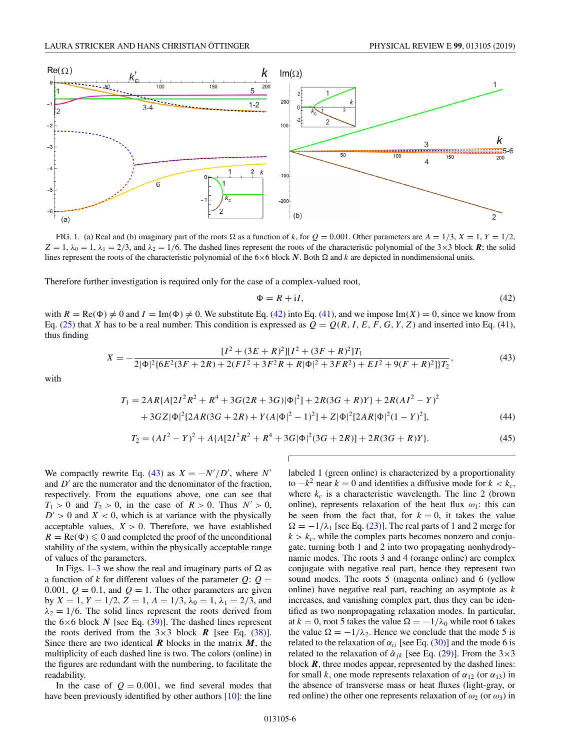FIG. 1. (a) Real and (b) imaginary part of the roots $\Omega$ as a function of $k$, for $Q = 0.001$. Other parameters are $A = 1/3$, $X = 1$, $Y = 1/2$, $Z = 1$, $\lambda_0 = 1$, $\lambda_1 = 2/3$, and $\lambda_2 = 1/6$. The dashed lines represent the roots of the characteristic polynomial of the 3×3 block $\boldsymbol{R}$; the solid lines represent the roots of the characteristic polynomial of the 6×6 block $\boldsymbol{N}$. Both $\Omega$ and $k$ are depicted in nondimensional units.

Therefore further investigation is required only for the case of a complex-valued root,

$$\Phi = R + \mathrm{i}I, \tag{42}$$

with $R = \mathrm{Re}(\Phi) \neq 0$ and $I = \mathrm{Im}(\Phi) \neq 0$. We substitute Eq. (42) into Eq. (41), and we impose $\mathrm{Im}(X) = 0$, since we know from Eq. (25) that $X$ has to be a real number. This condition is expressed as $Q = Q(R, I, E, F, G, Y, Z)$ and inserted into Eq. (41), thus finding

$$X = -\frac{[I^2 + (3E + R)^2][I^2 + (3F + R)^2]T_1}{2|\Phi|^2\{6E^2(3F + 2R) + 2(FI^2 + 3F^2R + R|\Phi|^2 + 3FR^2) + EI^2 + 9(F + R)^2]\}T_2}, \tag{43}$$

with

$$\begin{aligned} T_1 &= 2AR\{A[2I^2R^2 + R^4 + 3G(2R + 3G)|\Phi|^2] + 2R(3G + R)Y\} + 2R(AI^2 - Y)^2 \\ &\quad + 3GZ|\Phi|^2[2AR(3G + 2R) + Y(A|\Phi|^2 - 1)^2] + Z|\Phi|^2[2AR|\Phi|^2(1 - Y)^2], \end{aligned} \tag{44}$$

$$T_2 = (AI^2 - Y)^2 + A\{A[2I^2R^2 + R^4 + 3G|\Phi|^2(3G + 2R)] + 2R(3G + R)Y\}. \tag{45}$$

We compactly rewrite Eq. (43) as $X = -N'/D'$, where $N'$ and $D'$ are the numerator and the denominator of the fraction, respectively. From the equations above, one can see that $T_1 > 0$ and $T_2 > 0$, in the case of $R > 0$. Thus $N' > 0$, $D' > 0$ and $X < 0$, which is at variance with the physically acceptable values, $X > 0$. Therefore, we have established $R = \mathrm{Re}(\Phi) \leqslant 0$ and completed the proof of the unconditional stability of the system, within the physically acceptable range of values of the parameters.

In Figs. 1–3 we show the real and imaginary parts of $\Omega$ as a function of $k$ for different values of the parameter $Q$: $Q = 0.001$, $Q = 0.1$, and $Q = 1$. The other parameters are given by $X = 1$, $Y = 1/2$, $Z = 1$, $A = 1/3$, $\lambda_0 = 1$, $\lambda_1 = 2/3$, and $\lambda_2 = 1/6$. The solid lines represent the roots derived from the 6×6 block $\boldsymbol{N}$ [see Eq. (39)]. The dashed lines represent the roots derived from the 3×3 block $\boldsymbol{R}$ [see Eq. (38)]. Since there are two identical $\boldsymbol{R}$ blocks in the matrix $\boldsymbol{M}$, the multiplicity of each dashed line is two. The colors (online) in the figures are redundant with the numbering, to facilitate the readability.

In the case of $Q = 0.001$, we find several modes that have been previously identified by other authors [10]: the line labeled 1 (green online) is characterized by a proportionality to $-k^2$ near $k = 0$ and identifies a diffusive mode for $k < k_c$, where $k_c$ is a characteristic wavelength. The line 2 (brown online), represents relaxation of the heat flux $\omega_1$: this can be seen from the fact that, for $k = 0$, it takes the value $\Omega = -1/\lambda_1$ [see Eq. (23)]. The real parts of 1 and 2 merge for $k > k_c$, while the complex parts becomes nonzero and conjugate, turning both 1 and 2 into two propagating nonhydrodynamic modes. The roots 3 and 4 (orange online) are complex conjugate with negative real part, hence they represent two sound modes. The roots 5 (magenta online) and 6 (yellow online) have negative real part, reaching an asymptote as $k$ increases, and vanishing complex part, thus they can be identified as two nonpropagating relaxation modes. In particular, at $k = 0$, root 5 takes the value $\Omega = -1/\lambda_0$ while root 6 takes the value $\Omega = -1/\lambda_2$. Hence we conclude that the mode 5 is related to the relaxation of $\alpha_{ii}$ [see Eq. (30)] and the mode 6 is related to the relaxation of $\mathring{\alpha}_{jk}$ [see Eq. (29)]. From the 3×3 block $\boldsymbol{R}$, three modes appear, represented by the dashed lines: for small $k$, one mode represents relaxation of $\alpha_{12}$ (or $\alpha_{13}$) in the absence of transverse mass or heat fluxes (light-gray, or red online) the other one represents relaxation of $\omega_2$ (or $\omega_3$) in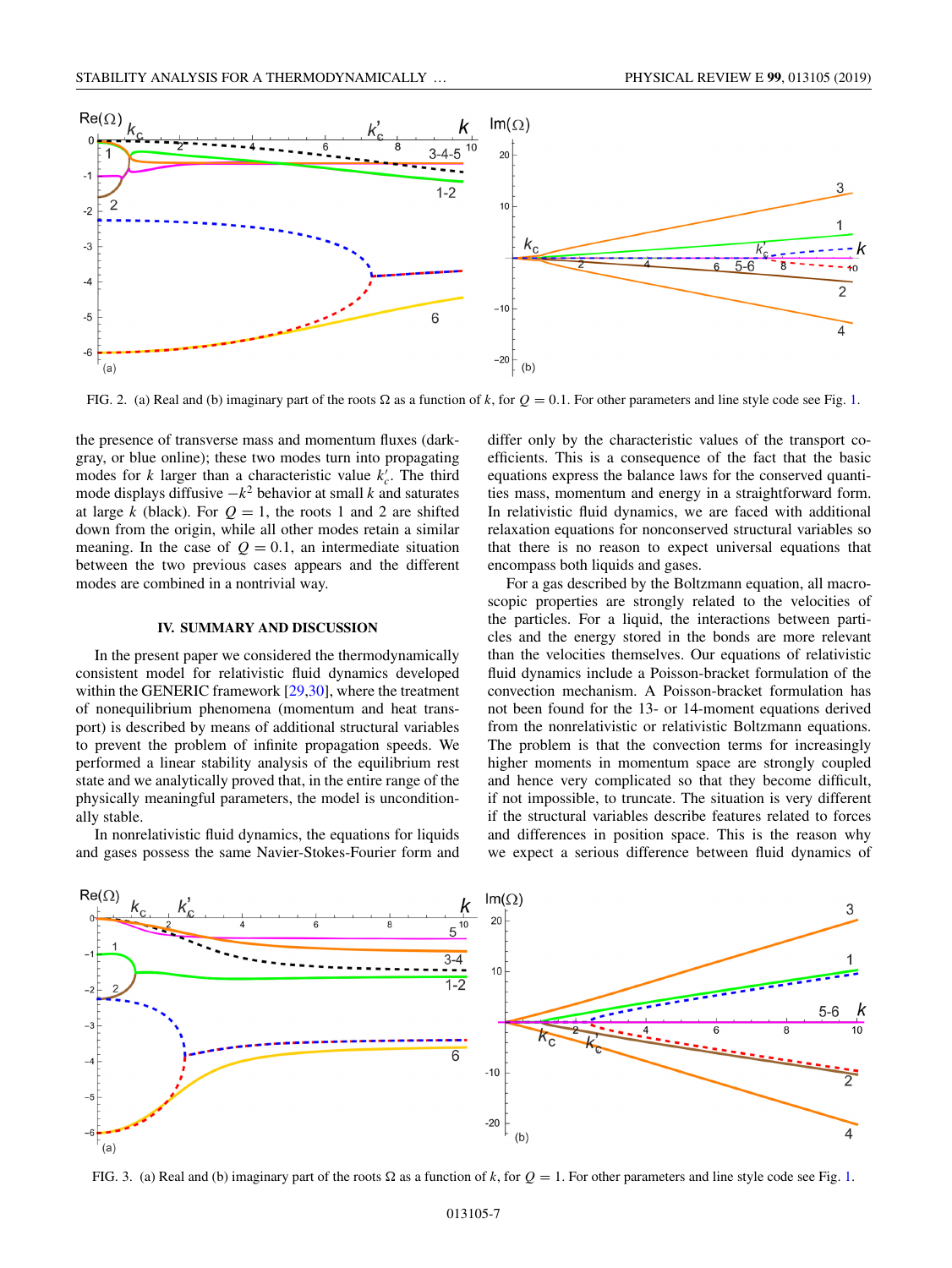Re(Ω)

$k_c$ $k_c'$ $k$

0 2 4 6 8 10

1 3-4-5

-1 1-2

2

-2

-3

-4

-5 6

-6

(a)

Im(Ω)

20 3

10 1

$k_c$ $k_c'$ $k$

2 4 6 5-6 8 10

-10 2

4

-20 (b)

FIG. 2. (a) Real and (b) imaginary part of the roots Ω as a function of $k$, for $Q = 0.1$. For other parameters and line style code see Fig. 1.

the presence of transverse mass and momentum fluxes (dark-gray, or blue online); these two modes turn into propagating modes for $k$ larger than a characteristic value $k_c'$. The third mode displays diffusive $-k^2$ behavior at small $k$ and saturates at large $k$ (black). For $Q = 1$, the roots 1 and 2 are shifted down from the origin, while all other modes retain a similar meaning. In the case of $Q = 0.1$, an intermediate situation between the two previous cases appears and the different modes are combined in a nontrivial way.

## IV. SUMMARY AND DISCUSSION

In the present paper we considered the thermodynamically consistent model for relativistic fluid dynamics developed within the GENERIC framework [29,30], where the treatment of nonequilibrium phenomena (momentum and heat transport) is described by means of additional structural variables to prevent the problem of infinite propagation speeds. We performed a linear stability analysis of the equilibrium rest state and we analytically proved that, in the entire range of the physically meaningful parameters, the model is unconditionally stable.

In nonrelativistic fluid dynamics, the equations for liquids and gases possess the same Navier-Stokes-Fourier form and differ only by the characteristic values of the transport coefficients. This is a consequence of the fact that the basic equations express the balance laws for the conserved quantities mass, momentum and energy in a straightforward form. In relativistic fluid dynamics, we are faced with additional relaxation equations for nonconserved structural variables so that there is no reason to expect universal equations that encompass both liquids and gases.

For a gas described by the Boltzmann equation, all macroscopic properties are strongly related to the velocities of the particles. For a liquid, the interactions between particles and the energy stored in the bonds are more relevant than the velocities themselves. Our equations of relativistic fluid dynamics include a Poisson-bracket formulation of the convection mechanism. A Poisson-bracket formulation has not been found for the 13- or 14-moment equations derived from the nonrelativistic or relativistic Boltzmann equations. The problem is that the convection terms for increasingly higher moments in momentum space are strongly coupled and hence very complicated so that they become difficult, if not impossible, to truncate. The situation is very different if the structural variables describe features related to forces and differences in position space. This is the reason why we expect a serious difference between fluid dynamics of

Re(Ω)

$k_c$ $k_c'$ $k$

0 2 4 6 8 10

5

1 3-4

-1 1-2

2

-2

-3

-4

-5 6

-6

(a)

Im(Ω)

20 3

10 1

5-6 $k$

2 4 6 8 10

$k_c$ $k_c'$

-10 2

-20 4

(b)

FIG. 3. (a) Real and (b) imaginary part of the roots Ω as a function of $k$, for $Q = 1$. For other parameters and line style code see Fig. 1.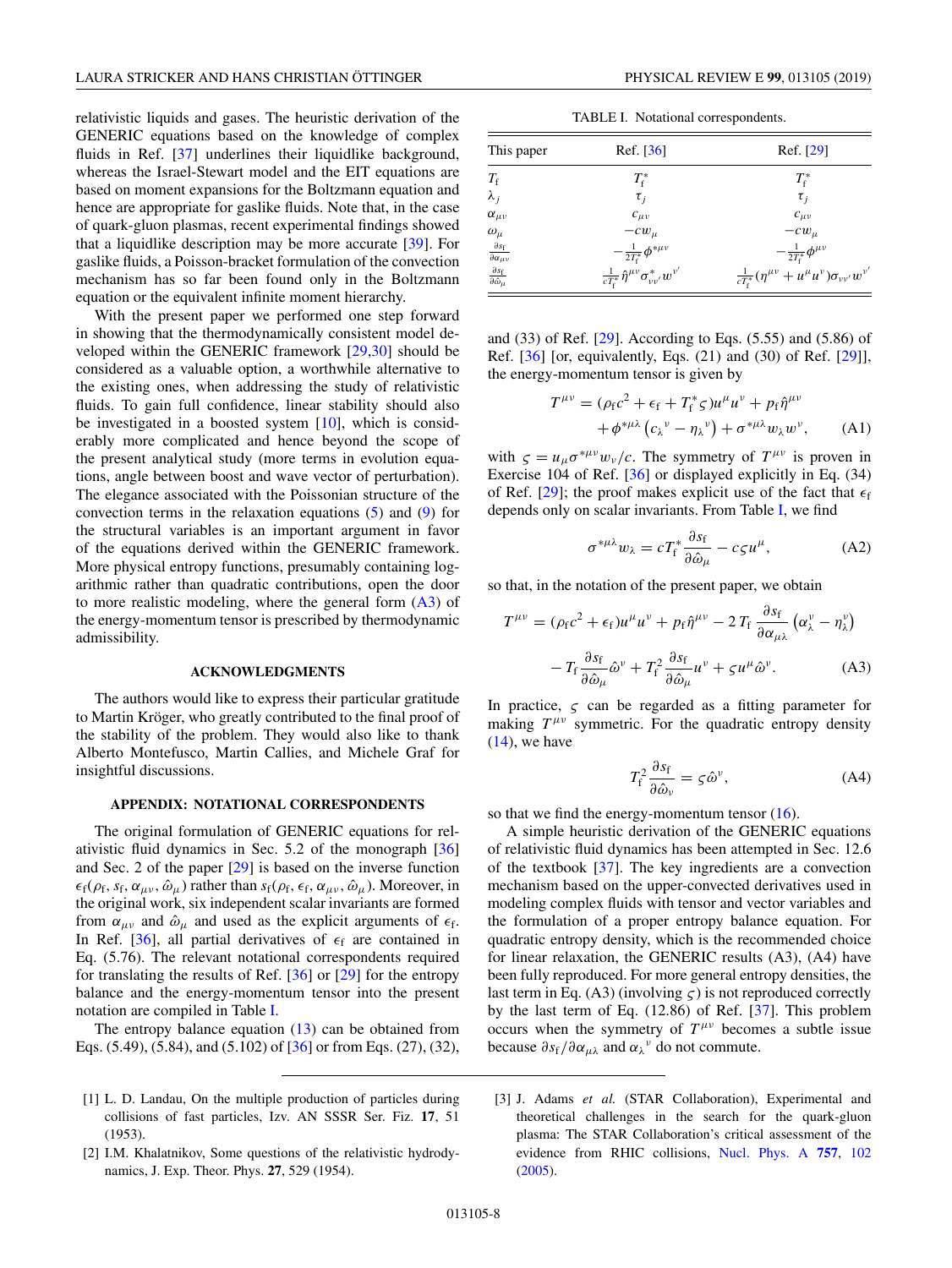relativistic liquids and gases. The heuristic derivation of the GENERIC equations based on the knowledge of complex fluids in Ref. [37] underlines their liquidlike background, whereas the Israel-Stewart model and the EIT equations are based on moment expansions for the Boltzmann equation and hence are appropriate for gaslike fluids. Note that, in the case of quark-gluon plasmas, recent experimental findings showed that a liquidlike description may be more accurate [39]. For gaslike fluids, a Poisson-bracket formulation of the convection mechanism has so far been found only in the Boltzmann equation or the equivalent infinite moment hierarchy.

With the present paper we performed one step forward in showing that the thermodynamically consistent model developed within the GENERIC framework [29,30] should be considered as a valuable option, a worthwhile alternative to the existing ones, when addressing the study of relativistic fluids. To gain full confidence, linear stability should also be investigated in a boosted system [10], which is considerably more complicated and hence beyond the scope of the present analytical study (more terms in evolution equations, angle between boost and wave vector of perturbation). The elegance associated with the Poissonian structure of the convection terms in the relaxation equations (5) and (9) for the structural variables is an important argument in favor of the equations derived within the GENERIC framework. More physical entropy functions, presumably containing logarithmic rather than quadratic contributions, open the door to more realistic modeling, where the general form (A3) of the energy-momentum tensor is prescribed by thermodynamic admissibility.

## ACKNOWLEDGMENTS

The authors would like to express their particular gratitude to Martin Kröger, who greatly contributed to the final proof of the stability of the problem. They would also like to thank Alberto Montefusco, Martin Callies, and Michele Graf for insightful discussions.

## APPENDIX: NOTATIONAL CORRESPONDENTS

The original formulation of GENERIC equations for relativistic fluid dynamics in Sec. 5.2 of the monograph [36] and Sec. 2 of the paper [29] is based on the inverse function $\epsilon_{\rm f}(\rho_{\rm f}, s_{\rm f}, \alpha_{\mu\nu}, \hat{\omega}_\mu)$ rather than $s_{\rm f}(\rho_{\rm f}, \epsilon_{\rm f}, \alpha_{\mu\nu}, \hat{\omega}_\mu)$. Moreover, in the original work, six independent scalar invariants are formed from $\alpha_{\mu\nu}$ and $\hat{\omega}_\mu$ and used as the explicit arguments of $\epsilon_{\rm f}$. In Ref. [36], all partial derivatives of $\epsilon_{\rm f}$ are contained in Eq. (5.76). The relevant notational correspondents required for translating the results of Ref. [36] or [29] for the entropy balance and the energy-momentum tensor into the present notation are compiled in Table I.

The entropy balance equation (13) can be obtained from Eqs. (5.49), (5.84), and (5.102) of [36] or from Eqs. (27), (32), and (33) of Ref. [29]. According to Eqs. (5.55) and (5.86) of Ref. [36] [or, equivalently, Eqs. (21) and (30) of Ref. [29]], the energy-momentum tensor is given by

TABLE I. Notational correspondents.

| This paper | Ref. [36] | Ref. [29] |
|---|---|---|
| $T_{\rm f}$ | $T_{\rm f}^*$ | $T_{\rm f}^*$ |
| $\lambda_j$ | $\tau_j$ | $\tau_j$ |
| $\alpha_{\mu\nu}$ | $c_{\mu\nu}$ | $c_{\mu\nu}$ |
| $\omega_\mu$ | $-cw_\mu$ | $-cw_\mu$ |
| $\frac{\partial s_{\rm f}}{\partial \alpha_{\mu\nu}}$ | $-\frac{1}{2T_{\rm f}^*}\phi^{*\mu\nu}$ | $-\frac{1}{2T_{\rm f}^*}\phi^{\mu\nu}$ |
| $\frac{\partial s_{\rm f}}{\partial \hat{\omega}_\mu}$ | $\frac{1}{cT_{\rm f}^*}\hat{\eta}^{\mu\nu}\sigma^*_{\nu\nu'}w^{\nu'}$ | $\frac{1}{cT_{\rm f}^*}(\eta^{\mu\nu}+u^\mu u^\nu)\sigma_{\nu\nu'}w^{\nu'}$ |

$$
T^{\mu\nu} = (\rho_{\rm f}c^2 + \epsilon_{\rm f} + T_{\rm f}^*\varsigma)u^\mu u^\nu + p_{\rm f}\hat{\eta}^{\mu\nu} + \phi^{*\mu\lambda}\left(c_\lambda{}^\nu - \eta_\lambda{}^\nu\right) + \sigma^{*\mu\lambda}w_\lambda w^\nu, \tag{A1}
$$

with $\varsigma = u_\mu \sigma^{*\mu\nu} w_\nu / c$. The symmetry of $T^{\mu\nu}$ is proven in Exercise 104 of Ref. [36] or displayed explicitly in Eq. (34) of Ref. [29]; the proof makes explicit use of the fact that $\epsilon_{\rm f}$ depends only on scalar invariants. From Table I, we find

$$
\sigma^{*\mu\lambda}w_\lambda = cT_{\rm f}^*\frac{\partial s_{\rm f}}{\partial \hat{\omega}_\mu} - c\varsigma u^\mu, \tag{A2}
$$

so that, in the notation of the present paper, we obtain

$$
T^{\mu\nu} = (\rho_{\rm f}c^2 + \epsilon_{\rm f})u^\mu u^\nu + p_{\rm f}\hat{\eta}^{\mu\nu} - 2\,T_{\rm f}\frac{\partial s_{\rm f}}{\partial \alpha_{\mu\lambda}}\left(\alpha_\lambda^\nu - \eta_\lambda^\nu\right) - T_{\rm f}\frac{\partial s_{\rm f}}{\partial \hat{\omega}_\mu}\hat{\omega}^\nu + T_{\rm f}^2\frac{\partial s_{\rm f}}{\partial \hat{\omega}_\mu}u^\nu + \varsigma u^\mu \hat{\omega}^\nu. \tag{A3}
$$

In practice, $\varsigma$ can be regarded as a fitting parameter for making $T^{\mu\nu}$ symmetric. For the quadratic entropy density (14), we have

$$
T_{\rm f}^2\frac{\partial s_{\rm f}}{\partial \hat{\omega}_\nu} = \varsigma\hat{\omega}^\nu, \tag{A4}
$$

so that we find the energy-momentum tensor (16).

A simple heuristic derivation of the GENERIC equations of relativistic fluid dynamics has been attempted in Sec. 12.6 of the textbook [37]. The key ingredients are a convection mechanism based on the upper-convected derivatives used in modeling complex fluids with tensor and vector variables and the formulation of a proper entropy balance equation. For quadratic entropy density, which is the recommended choice for linear relaxation, the GENERIC results (A3), (A4) have been fully reproduced. For more general entropy densities, the last term in Eq. (A3) (involving $\varsigma$) is not reproduced correctly by the last term of Eq. (12.86) of Ref. [37]. This problem occurs when the symmetry of $T^{\mu\nu}$ becomes a subtle issue because $\partial s_{\rm f}/\partial \alpha_{\mu\lambda}$ and $\alpha_\lambda{}^\nu$ do not commute.

---

[1] L. D. Landau, On the multiple production of particles during collisions of fast particles, Izv. AN SSSR Ser. Fiz. **17**, 51 (1953).

[2] I.M. Khalatnikov, Some questions of the relativistic hydrodynamics, J. Exp. Theor. Phys. **27**, 529 (1954).

[3] J. Adams *et al.* (STAR Collaboration), Experimental and theoretical challenges in the search for the quark-gluon plasma: The STAR Collaboration's critical assessment of the evidence from RHIC collisions, Nucl. Phys. A **757**, 102 (2005).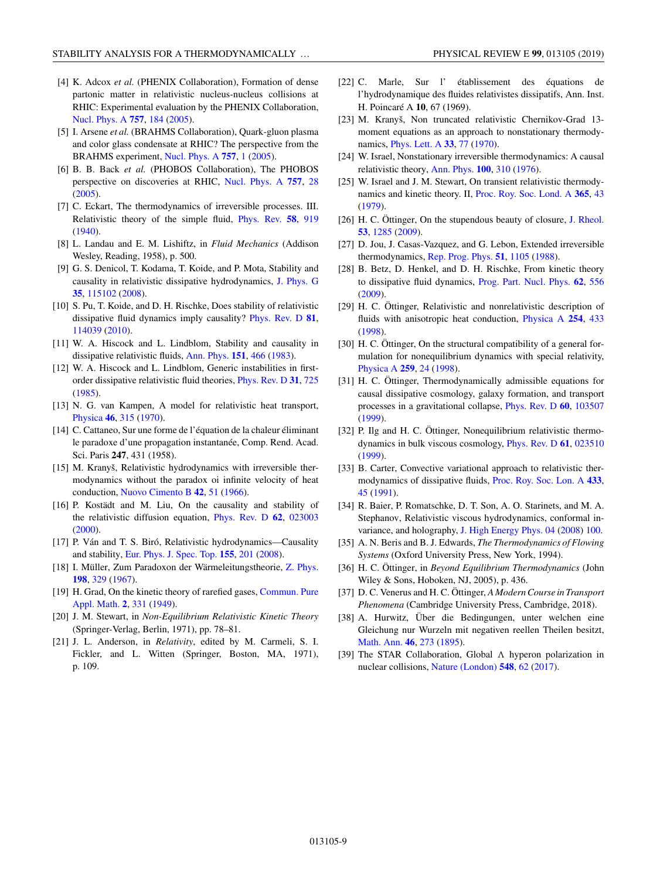[4] K. Adcox *et al.* (PHENIX Collaboration), Formation of dense partonic matter in relativistic nucleus-nucleus collisions at RHIC: Experimental evaluation by the PHENIX Collaboration, Nucl. Phys. A **757**, 184 (2005).

[5] I. Arsene *et al.* (BRAHMS Collaboration), Quark-gluon plasma and color glass condensate at RHIC? The perspective from the BRAHMS experiment, Nucl. Phys. A **757**, 1 (2005).

[6] B. B. Back *et al.* (PHOBOS Collaboration), The PHOBOS perspective on discoveries at RHIC, Nucl. Phys. A **757**, 28 (2005).

[7] C. Eckart, The thermodynamics of irreversible processes. III. Relativistic theory of the simple fluid, Phys. Rev. **58**, 919 (1940).

[8] L. Landau and E. M. Lishiftz, in *Fluid Mechanics* (Addison Wesley, Reading, 1958), p. 500.

[9] G. S. Denicol, T. Kodama, T. Koide, and P. Mota, Stability and causality in relativistic dissipative hydrodynamics, J. Phys. G **35**, 115102 (2008).

[10] S. Pu, T. Koide, and D. H. Rischke, Does stability of relativistic dissipative fluid dynamics imply causality? Phys. Rev. D **81**, 114039 (2010).

[11] W. A. Hiscock and L. Lindblom, Stability and causality in dissipative relativistic fluids, Ann. Phys. **151**, 466 (1983).

[12] W. A. Hiscock and L. Lindblom, Generic instabilities in first-order dissipative relativistic fluid theories, Phys. Rev. D **31**, 725 (1985).

[13] N. G. van Kampen, A model for relativistic heat transport, Physica **46**, 315 (1970).

[14] C. Cattaneo, Sur une forme de l'équation de la chaleur éliminant le paradoxe d'une propagation instantanée, Comp. Rend. Acad. Sci. Paris **247**, 431 (1958).

[15] M. Kranyš, Relativistic hydrodynamics with irreversible thermodynamics without the paradox oi infinite velocity of heat conduction, Nuovo Cimento B **42**, 51 (1966).

[16] P. Kostädt and M. Liu, On the causality and stability of the relativistic diffusion equation, Phys. Rev. D **62**, 023003 (2000).

[17] P. Ván and T. S. Biró, Relativistic hydrodynamics—Causality and stability, Eur. Phys. J. Spec. Top. **155**, 201 (2008).

[18] I. Müller, Zum Paradoxon der Wärmeleitungstheorie, Z. Phys. **198**, 329 (1967).

[19] H. Grad, On the kinetic theory of rarefied gases, Commun. Pure Appl. Math. **2**, 331 (1949).

[20] J. M. Stewart, in *Non-Equilibrium Relativistic Kinetic Theory* (Springer-Verlag, Berlin, 1971), pp. 78–81.

[21] J. L. Anderson, in *Relativity*, edited by M. Carmeli, S. I. Fickler, and L. Witten (Springer, Boston, MA, 1971), p. 109.

[22] C. Marle, Sur l' établissement des équations de l'hydrodynamique des fluides relativistes dissipatifs, Ann. Inst. H. Poincaré A **10**, 67 (1969).

[23] M. Kranyš, Non truncated relativistic Chernikov-Grad 13-moment equations as an approach to nonstationary thermodynamics, Phys. Lett. A **33**, 77 (1970).

[24] W. Israel, Nonstationary irreversible thermodynamics: A causal relativistic theory, Ann. Phys. **100**, 310 (1976).

[25] W. Israel and J. M. Stewart, On transient relativistic thermodynamics and kinetic theory. II, Proc. Roy. Soc. Lond. A **365**, 43 (1979).

[26] H. C. Öttinger, On the stupendous beauty of closure, J. Rheol. **53**, 1285 (2009).

[27] D. Jou, J. Casas-Vazquez, and G. Lebon, Extended irreversible thermodynamics, Rep. Prog. Phys. **51**, 1105 (1988).

[28] B. Betz, D. Henkel, and D. H. Rischke, From kinetic theory to dissipative fluid dynamics, Prog. Part. Nucl. Phys. **62**, 556 (2009).

[29] H. C. Öttinger, Relativistic and nonrelativistic description of fluids with anisotropic heat conduction, Physica A **254**, 433 (1998).

[30] H. C. Öttinger, On the structural compatibility of a general formulation for nonequilibrium dynamics with special relativity, Physica A **259**, 24 (1998).

[31] H. C. Öttinger, Thermodynamically admissible equations for causal dissipative cosmology, galaxy formation, and transport processes in a gravitational collapse, Phys. Rev. D **60**, 103507 (1999).

[32] P. Ilg and H. C. Öttinger, Nonequilibrium relativistic thermodynamics in bulk viscous cosmology, Phys. Rev. D **61**, 023510 (1999).

[33] B. Carter, Convective variational approach to relativistic thermodynamics of dissipative fluids, Proc. Roy. Soc. Lon. A **433**, 45 (1991).

[34] R. Baier, P. Romatschke, D. T. Son, A. O. Starinets, and M. A. Stephanov, Relativistic viscous hydrodynamics, conformal invariance, and holography, J. High Energy Phys. 04 (2008) 100.

[35] A. N. Beris and B. J. Edwards, *The Thermodynamics of Flowing Systems* (Oxford University Press, New York, 1994).

[36] H. C. Öttinger, in *Beyond Equilibrium Thermodynamics* (John Wiley & Sons, Hoboken, NJ, 2005), p. 436.

[37] D. C. Venerus and H. C. Öttinger, *A Modern Course in Transport Phenomena* (Cambridge University Press, Cambridge, 2018).

[38] A. Hurwitz, Über die Bedingungen, unter welchen eine Gleichung nur Wurzeln mit negativen reellen Theilen besitzt, Math. Ann. **46**, 273 (1895).

[39] The STAR Collaboration, Global $\Lambda$ hyperon polarization in nuclear collisions, Nature (London) **548**, 62 (2017).